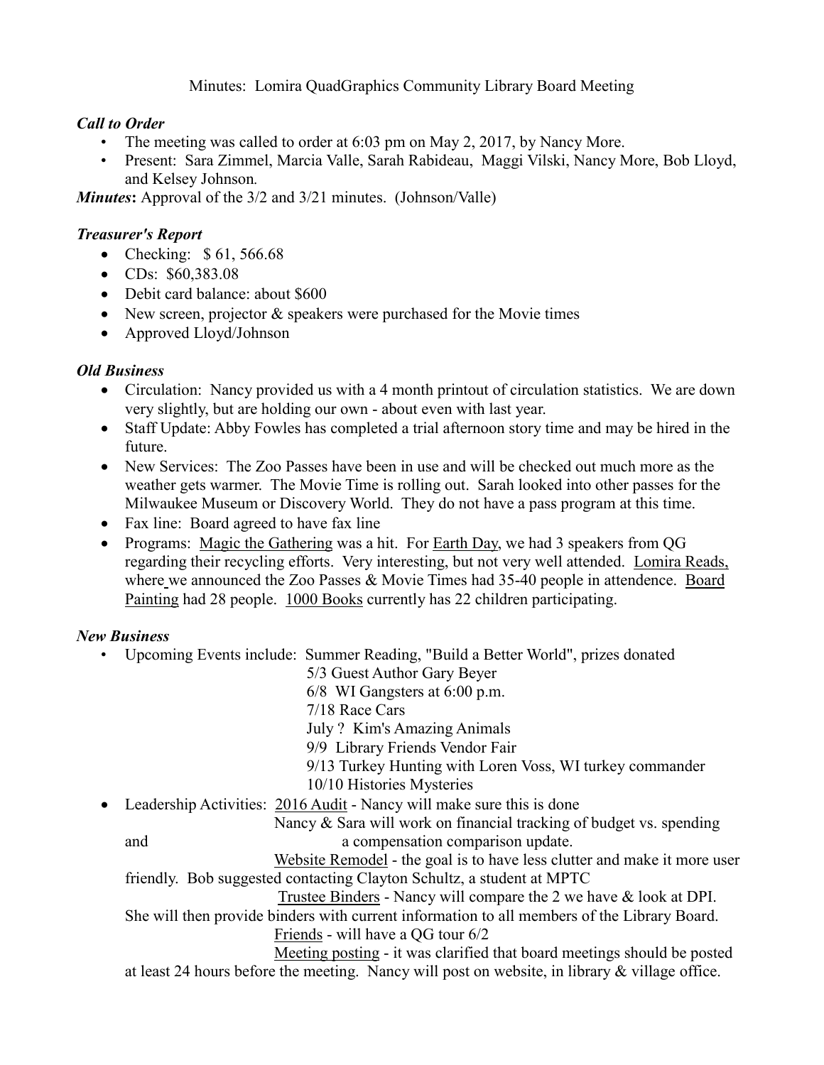Minutes: Lomira QuadGraphics Community Library Board Meeting

***Call to Order***

- The meeting was called to order at 6:03 pm on May 2, 2017, by Nancy More.
- Present: Sara Zimmel, Marcia Valle, Sarah Rabideau, Maggi Vilski, Nancy More, Bob Lloyd, and Kelsey Johnson.

***Minutes*****:** Approval of the 3/2 and 3/21 minutes. (Johnson/Valle)

***Treasurer's Report***

- Checking: $ 61, 566.68
- CDs: $60,383.08
- Debit card balance: about $600
- New screen, projector & speakers were purchased for the Movie times
- Approved Lloyd/Johnson

***Old Business***

- Circulation: Nancy provided us with a 4 month printout of circulation statistics. We are down very slightly, but are holding our own - about even with last year.
- Staff Update: Abby Fowles has completed a trial afternoon story time and may be hired in the future.
- New Services: The Zoo Passes have been in use and will be checked out much more as the weather gets warmer. The Movie Time is rolling out. Sarah looked into other passes for the Milwaukee Museum or Discovery World. They do not have a pass program at this time.
- Fax line: Board agreed to have fax line
- Programs: Magic the Gathering was a hit. For Earth Day, we had 3 speakers from QG regarding their recycling efforts. Very interesting, but not very well attended. Lomira Reads, where we announced the Zoo Passes & Movie Times had 35-40 people in attendence. Board Painting had 28 people. 1000 Books currently has 22 children participating.

***New Business***

- Upcoming Events include: Summer Reading, "Build a Better World", prizes donated
  - 5/3 Guest Author Gary Beyer
  - 6/8 WI Gangsters at 6:00 p.m.
  - 7/18 Race Cars
  - July ? Kim's Amazing Animals
  - 9/9 Library Friends Vendor Fair
  - 9/13 Turkey Hunting with Loren Voss, WI turkey commander
  - 10/10 Histories Mysteries
- Leadership Activities: 2016 Audit - Nancy will make sure this is done
  - Nancy & Sara will work on financial tracking of budget vs. spending and a compensation comparison update.
  - Website Remodel - the goal is to have less clutter and make it more user friendly. Bob suggested contacting Clayton Schultz, a student at MPTC
  - Trustee Binders - Nancy will compare the 2 we have & look at DPI. She will then provide binders with current information to all members of the Library Board.
  - Friends - will have a QG tour 6/2
  - Meeting posting - it was clarified that board meetings should be posted at least 24 hours before the meeting. Nancy will post on website, in library & village office.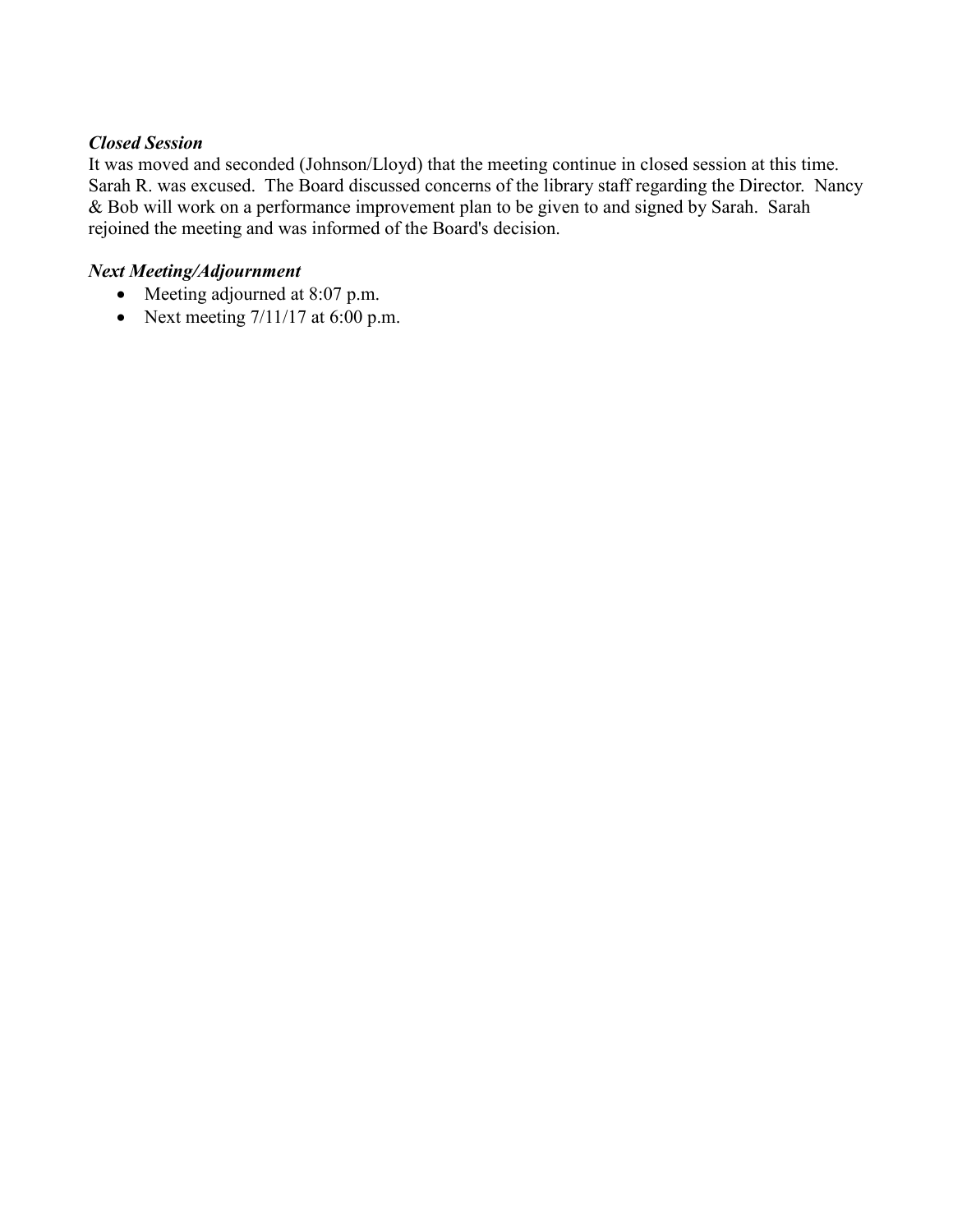***Closed Session***

It was moved and seconded (Johnson/Lloyd) that the meeting continue in closed session at this time. Sarah R. was excused. The Board discussed concerns of the library staff regarding the Director. Nancy & Bob will work on a performance improvement plan to be given to and signed by Sarah. Sarah rejoined the meeting and was informed of the Board's decision.

***Next Meeting/Adjournment***

- Meeting adjourned at 8:07 p.m.
- Next meeting 7/11/17 at 6:00 p.m.